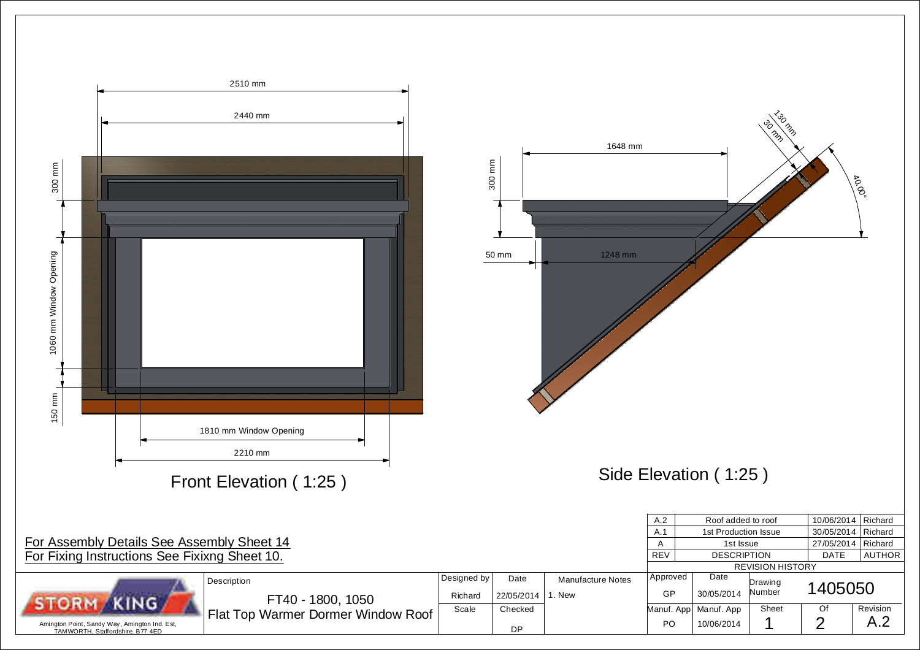Front Elevation ( 1:25 )

- 2510 mm
- 2440 mm
- 300 mm
- 1060 mm Window Opening
- 150 mm
- 1810 mm Window Opening
- 2210 mm

Side Elevation ( 1:25 )

- 1648 mm
- 300 mm
- 50 mm
- 1248 mm
- 130 mm
- 30 mm
- 40.00°

For Assembly Details See Assembly Sheet 14

For Fixing Instructions See Fixixng Sheet 10.

| REV | DESCRIPTION | DATE | AUTHOR |
|---|---|---|---|
| A.2 | Roof added to roof | 10/06/2014 | Richard |
| A.1 | 1st Production Issue | 30/05/2014 | Richard |
| A | 1st Issue | 27/05/2014 | Richard |

REVISION HISTORY

STORM KING

Amington Point, Sandy Way, Amington Ind. Est, TAMWORTH, Staffordshire. B77 4ED

| Description | Designed by | Date | Manufacture Notes | Approved | Date | Drawing Number | |
|---|---|---|---|---|---|---|---|
| FT40 - 1800, 1050 Flat Top Warmer Dormer Window Roof | Richard | 22/05/2014 | 1. New | GP | 30/05/2014 | 1405050 | |
| | Scale | Checked | | Manuf. App | Manuf. App | Sheet | Of | Revision |
| | | DP | | PO | 10/06/2014 | 1 | 2 | A.2 |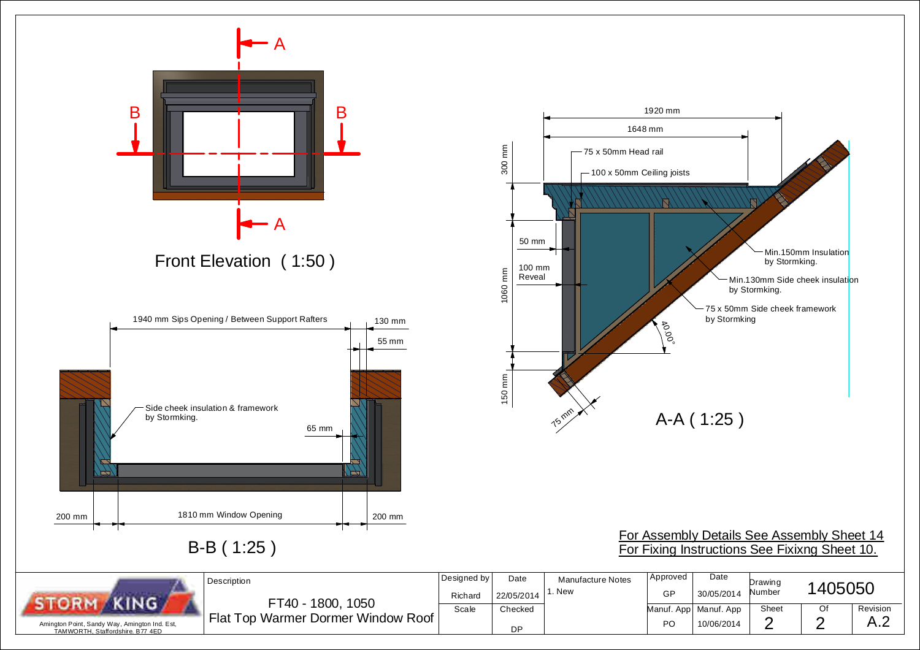Front Elevation ( 1:50 )

A

A

B

B

B-B ( 1:25 )

1940 mm Sips Opening / Between Support Rafters

130 mm

55 mm

Side cheek insulation & framework by Stormking.

65 mm

200 mm

1810 mm Window Opening

200 mm

A-A ( 1:25 )

1920 mm

1648 mm

75 x 50mm Head rail

100 x 50mm Ceiling joists

300 mm

50 mm

100 mm Reveal

1060 mm

150 mm

Min.150mm Insulation by Stormking.

Min.130mm Side cheek insulation by Stormking.

75 x 50mm Side cheek framework by Stormking

40.00°

75 mm

For Assembly Details See Assembly Sheet 14

For Fixing Instructions See Fixixng Sheet 10.

STORM KING

Amington Point, Sandy Way, Amington Ind. Est, TAMWORTH, Staffordshire. B77 4ED

| Description | Designed by | Date | Manufacture Notes | Approved | Date | Drawing Number | 1405050 | |
|---|---|---|---|---|---|---|---|---|
| FT40 - 1800, 1050 Flat Top Warmer Dormer Window Roof | Richard | 22/05/2014 | 1. New | GP | 30/05/2014 | | | |
| | Scale | Checked | | Manuf. App | Manuf. App | Sheet | Of | Revision |
| | | DP | | PO | 10/06/2014 | 2 | 2 | A.2 |